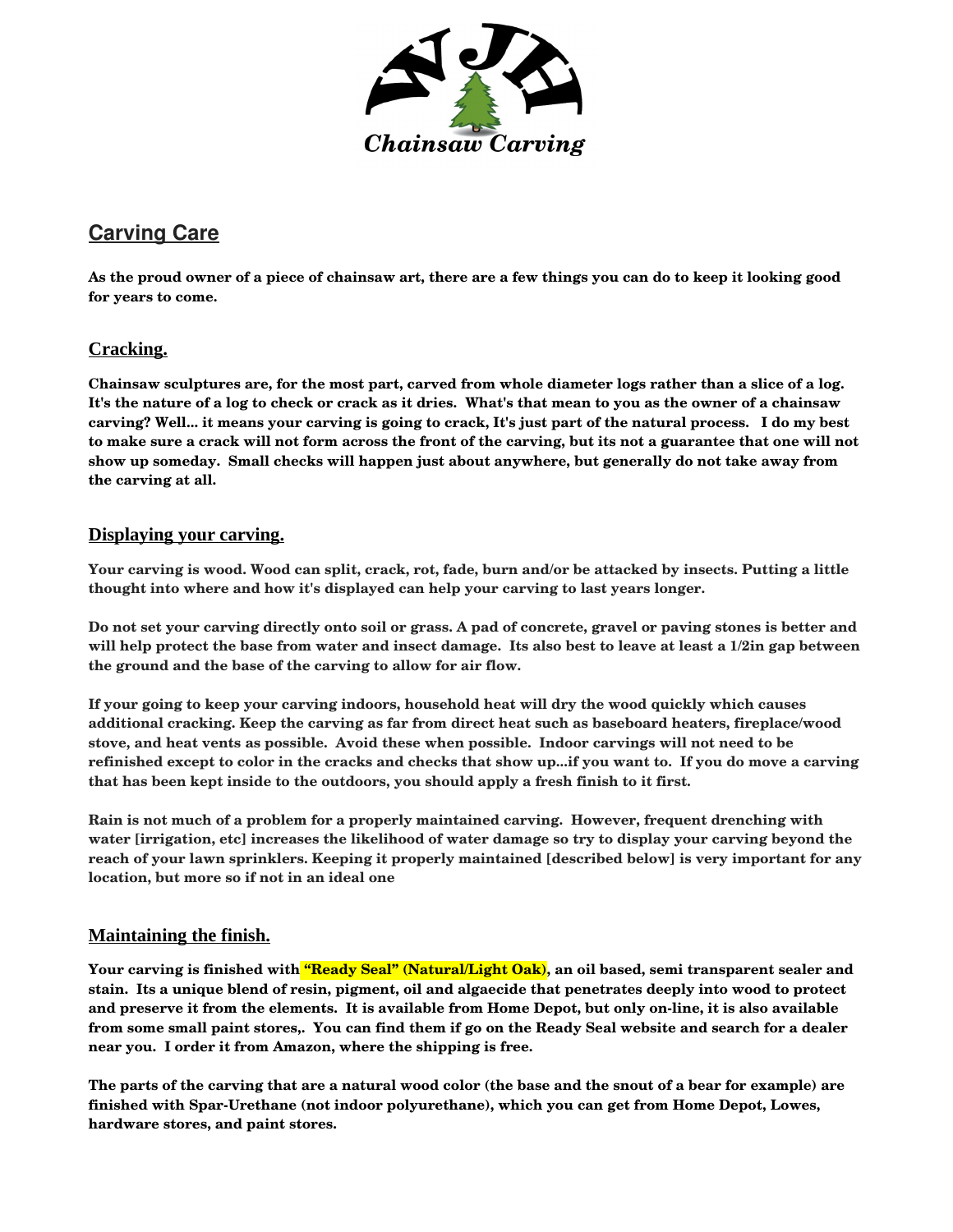WJH

*Chainsaw Carving*

## Carving Care

**As the proud owner of a piece of chainsaw art, there are a few things you can do to keep it looking good for years to come.**

### Cracking.

**Chainsaw sculptures are, for the most part, carved from whole diameter logs rather than a slice of a log. It's the nature of a log to check or crack as it dries. What's that mean to you as the owner of a chainsaw carving? Well... it means your carving is going to crack, It's just part of the natural process. I do my best to make sure a crack will not form across the front of the carving, but its not a guarantee that one will not show up someday. Small checks will happen just about anywhere, but generally do not take away from the carving at all.**

### Displaying your carving.

**Your carving is wood. Wood can split, crack, rot, fade, burn and/or be attacked by insects. Putting a little thought into where and how it's displayed can help your carving to last years longer.**

**Do not set your carving directly onto soil or grass. A pad of concrete, gravel or paving stones is better and will help protect the base from water and insect damage. Its also best to leave at least a 1/2in gap between the ground and the base of the carving to allow for air flow.**

**If your going to keep your carving indoors, household heat will dry the wood quickly which causes additional cracking. Keep the carving as far from direct heat such as baseboard heaters, fireplace/wood stove, and heat vents as possible. Avoid these when possible. Indoor carvings will not need to be refinished except to color in the cracks and checks that show up...if you want to. If you do move a carving that has been kept inside to the outdoors, you should apply a fresh finish to it first.**

**Rain is not much of a problem for a properly maintained carving. However, frequent drenching with water [irrigation, etc] increases the likelihood of water damage so try to display your carving beyond the reach of your lawn sprinklers. Keeping it properly maintained [described below] is very important for any location, but more so if not in an ideal one**

### Maintaining the finish.

**Your carving is finished with "Ready Seal" (Natural/Light Oak), an oil based, semi transparent sealer and stain. Its a unique blend of resin, pigment, oil and algaecide that penetrates deeply into wood to protect and preserve it from the elements. It is available from Home Depot, but only on-line, it is also available from some small paint stores,. You can find them if go on the Ready Seal website and search for a dealer near you. I order it from Amazon, where the shipping is free.**

**The parts of the carving that are a natural wood color (the base and the snout of a bear for example) are finished with Spar-Urethane (not indoor polyurethane), which you can get from Home Depot, Lowes, hardware stores, and paint stores.**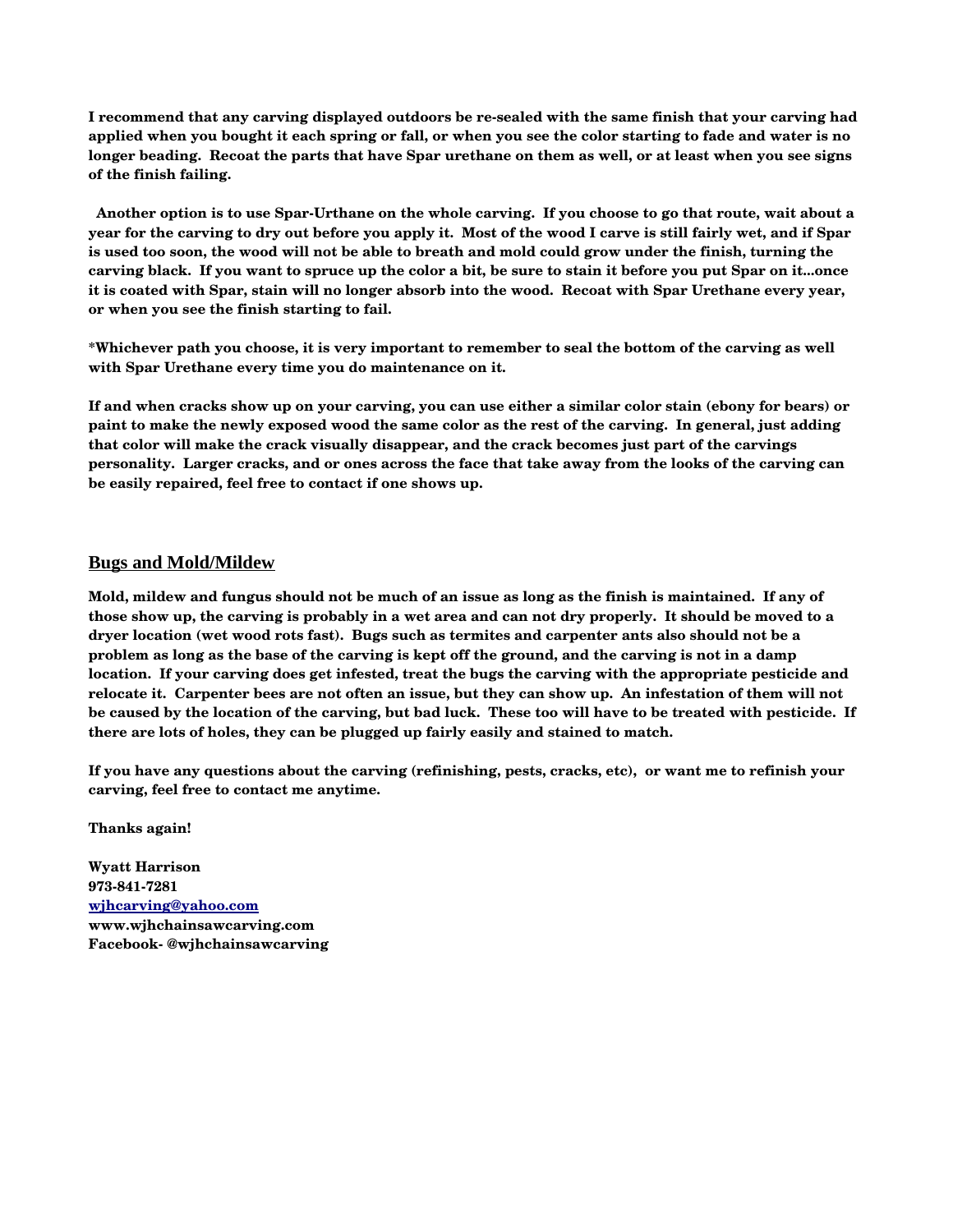**I recommend that any carving displayed outdoors be re-sealed with the same finish that your carving had applied when you bought it each spring or fall, or when you see the color starting to fade and water is no longer beading. Recoat the parts that have Spar urethane on them as well, or at least when you see signs of the finish failing.**

**Another option is to use Spar-Urthane on the whole carving. If you choose to go that route, wait about a year for the carving to dry out before you apply it. Most of the wood I carve is still fairly wet, and if Spar is used too soon, the wood will not be able to breath and mold could grow under the finish, turning the carving black. If you want to spruce up the color a bit, be sure to stain it before you put Spar on it...once it is coated with Spar, stain will no longer absorb into the wood. Recoat with Spar Urethane every year, or when you see the finish starting to fail.**

**\*Whichever path you choose, it is very important to remember to seal the bottom of the carving as well with Spar Urethane every time you do maintenance on it.**

**If and when cracks show up on your carving, you can use either a similar color stain (ebony for bears) or paint to make the newly exposed wood the same color as the rest of the carving. In general, just adding that color will make the crack visually disappear, and the crack becomes just part of the carvings personality. Larger cracks, and or ones across the face that take away from the looks of the carving can be easily repaired, feel free to contact if one shows up.**

## Bugs and Mold/Mildew

**Mold, mildew and fungus should not be much of an issue as long as the finish is maintained. If any of those show up, the carving is probably in a wet area and can not dry properly. It should be moved to a dryer location (wet wood rots fast). Bugs such as termites and carpenter ants also should not be a problem as long as the base of the carving is kept off the ground, and the carving is not in a damp location. If your carving does get infested, treat the bugs the carving with the appropriate pesticide and relocate it. Carpenter bees are not often an issue, but they can show up. An infestation of them will not be caused by the location of the carving, but bad luck. These too will have to be treated with pesticide. If there are lots of holes, they can be plugged up fairly easily and stained to match.**

**If you have any questions about the carving (refinishing, pests, cracks, etc), or want me to refinish your carving, feel free to contact me anytime.**

**Thanks again!**

**Wyatt Harrison**
**973-841-7281**
**wjhcarving@yahoo.com**
**www.wjhchainsawcarving.com**
**Facebook- @wjhchainsawcarving**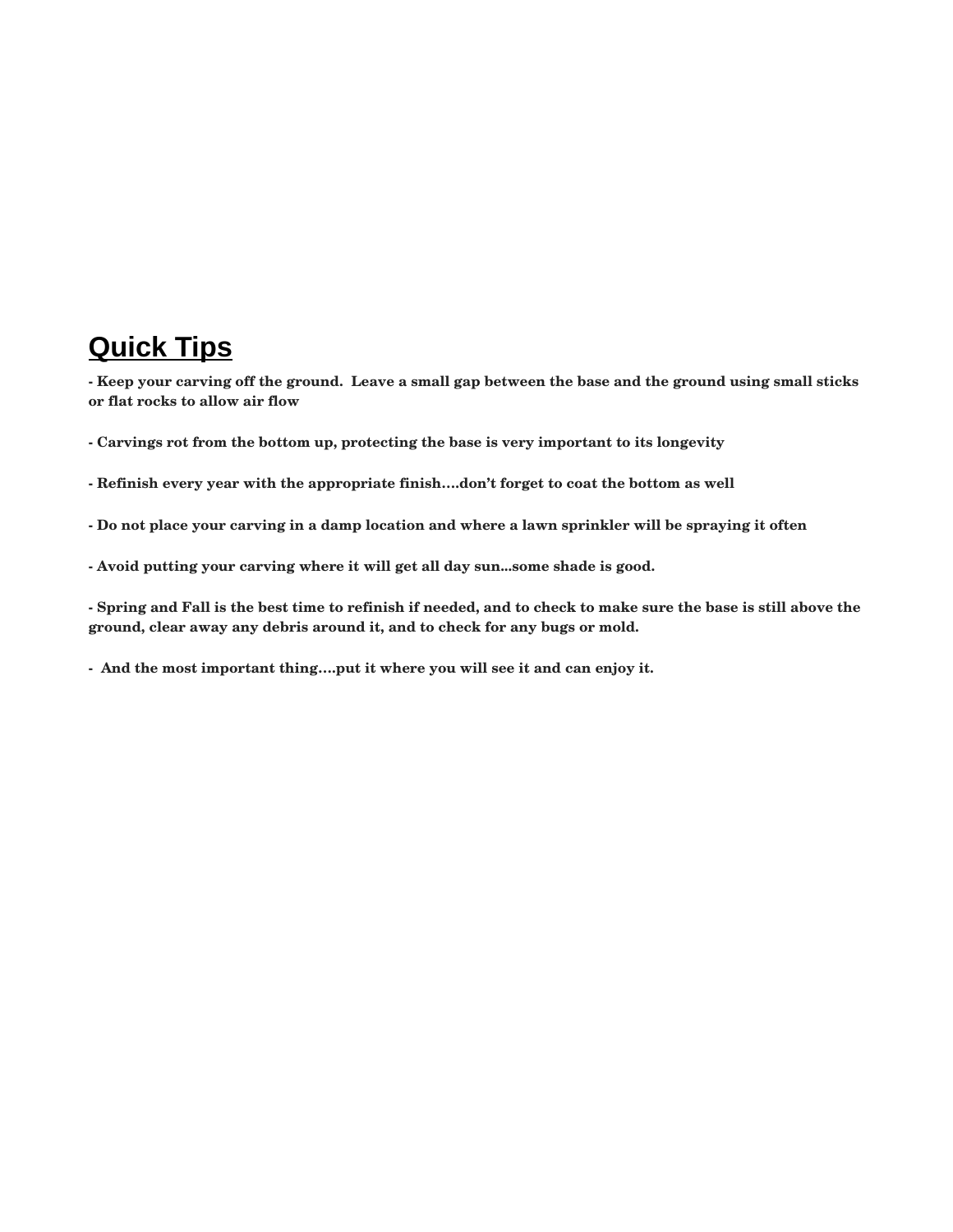## Quick Tips

**- Keep your carving off the ground.  Leave a small gap between the base and the ground using small sticks or flat rocks to allow air flow**

**- Carvings rot from the bottom up, protecting the base is very important to its longevity**

**- Refinish every year with the appropriate finish….don't forget to coat the bottom as well**

**- Do not place your carving in a damp location and where a lawn sprinkler will be spraying it often**

**- Avoid putting your carving where it will get all day sun...some shade is good.**

**- Spring and Fall is the best time to refinish if needed, and to check to make sure the base is still above the ground, clear away any debris around it, and to check for any bugs or mold.**

**-  And the most important thing….put it where you will see it and can enjoy it.**